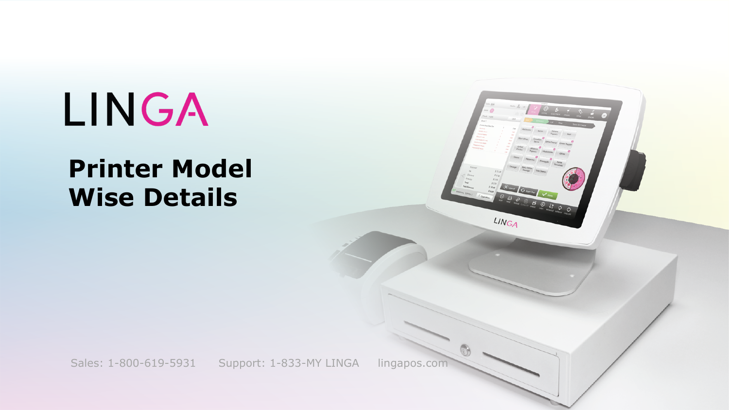LINGA

# Printer Model Wise Details

Sales: 1-800-619-5931 Support: 1-833-MY LINGA lingapos.com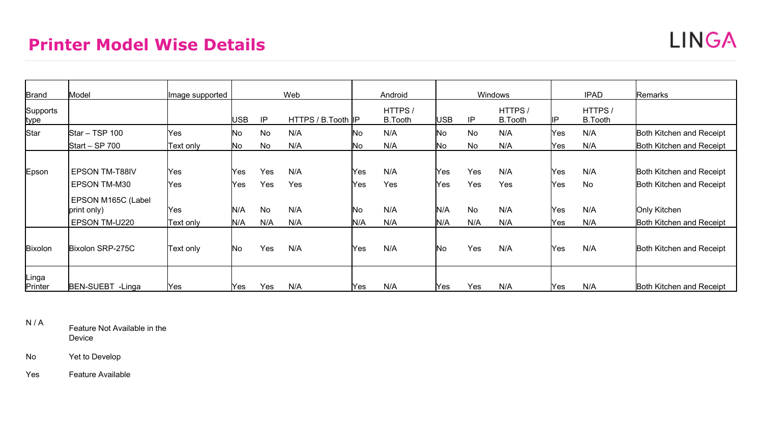## Printer Model Wise Details

| Brand | Model | Image supported | Web | | | Android | | Windows | | | IPAD | | Remarks |
|---|---|---|---|---|---|---|---|---|---|---|---|---|---|
| Supports type | | | USB | IP | HTTPS / B.Tooth | IP | HTTPS / B.Tooth | USB | IP | HTTPS / B.Tooth | IP | HTTPS / B.Tooth | |
| Star | Star – TSP 100 | Yes | No | No | N/A | No | N/A | No | No | N/A | Yes | N/A | Both Kitchen and Receipt |
| | Start – SP 700 | Text only | No | No | N/A | No | N/A | No | No | N/A | Yes | N/A | Both Kitchen and Receipt |
| Epson | EPSON TM-T88IV | Yes | Yes | Yes | N/A | Yes | N/A | Yes | Yes | N/A | Yes | N/A | Both Kitchen and Receipt |
| | EPSON TM-M30 | Yes | Yes | Yes | Yes | Yes | Yes | Yes | Yes | Yes | Yes | No | Both Kitchen and Receipt |
| | EPSON M165C (Label print only) | Yes | N/A | No | N/A | No | N/A | N/A | No | N/A | Yes | N/A | Only Kitchen |
| | EPSON TM-U220 | Text only | N/A | N/A | N/A | N/A | N/A | N/A | N/A | N/A | Yes | N/A | Both Kitchen and Receipt |
| Bixolon | Bixolon SRP-275C | Text only | No | Yes | N/A | Yes | N/A | No | Yes | N/A | Yes | N/A | Both Kitchen and Receipt |
| Linga Printer | BEN-SUEBT -Linga | Yes | Yes | Yes | N/A | Yes | N/A | Yes | Yes | N/A | Yes | N/A | Both Kitchen and Receipt |

| | |
|---|---|
| N / A | Feature Not Available in the Device |
| No | Yet to Develop |
| Yes | Feature Available |